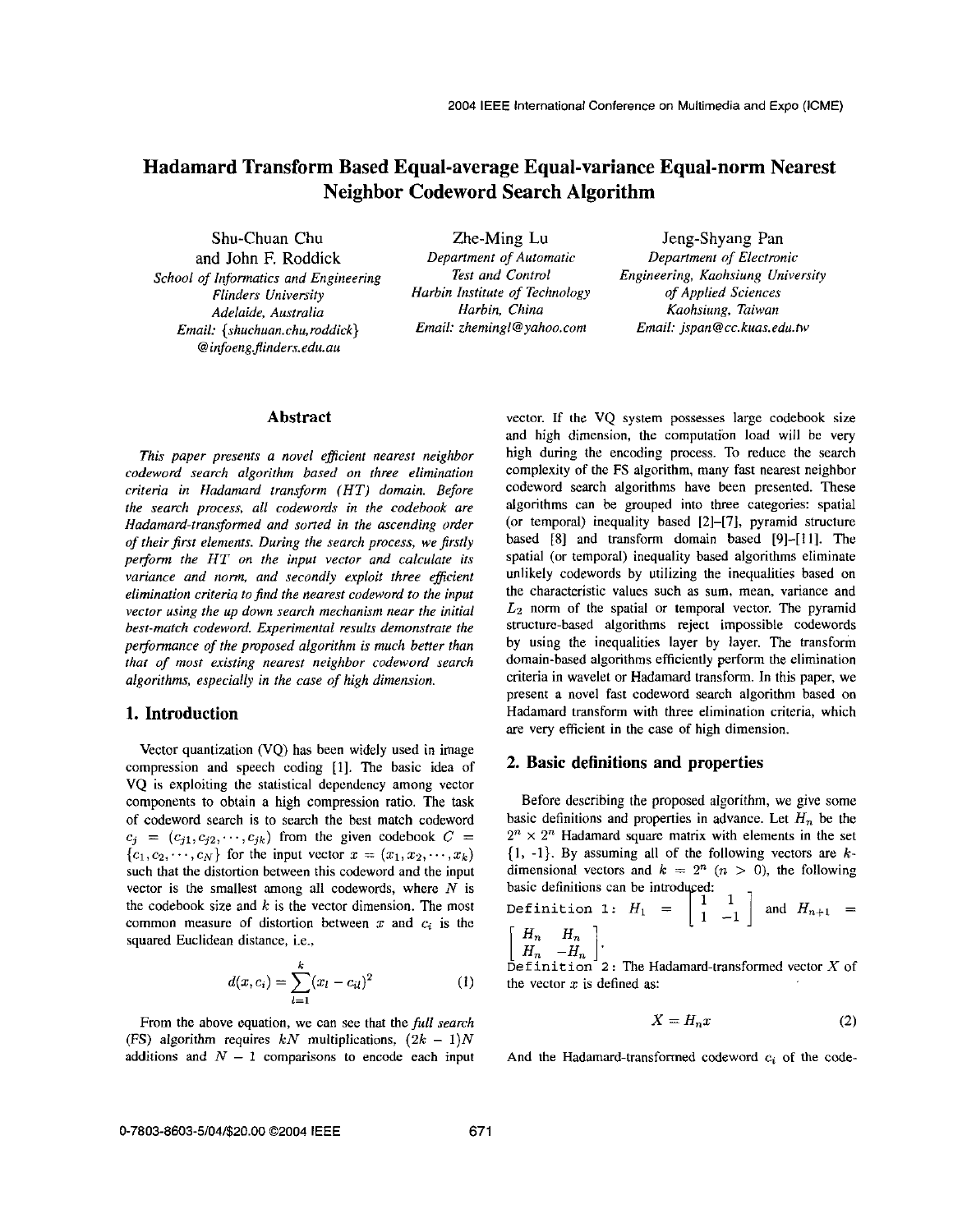# Hadamard Transform Based Equal-average Equal-variance Equal-norm Nearest Neighbor Codeword Search Algorithm

Shu-Chuan Chu and John F. Roddick
*School of Informatics and Engineering*
*Flinders University*
*Adelaide, Australia*
*Email: {shuchuan.chu,roddick}@infoeng.flinders.edu.au*

Zhe-Ming Lu
*Department of Automatic Test and Control*
*Harbin Institute of Technology*
*Harbin, China*
*Email: zhemingl@yahoo.com*

Jeng-Shyang Pan
*Department of Electronic Engineering, Kaohsiung University of Applied Sciences*
*Kaohsiung, Taiwan*
*Email: jspan@cc.kuas.edu.tw*

## Abstract

*This paper presents a novel efficient nearest neighbor codeword search algorithm based on three elimination criteria in Hadamard transform (HT) domain. Before the search process, all codewords in the codebook are Hadamard-transformed and sorted in the ascending order of their first elements. During the search process, we firstly perform the HT on the input vector and calculate its variance and norm, and secondly exploit three efficient elimination criteria to find the nearest codeword to the input vector using the up down search mechanism near the initial best-match codeword. Experimental results demonstrate the performance of the proposed algorithm is much better than that of most existing nearest neighbor codeword search algorithms, especially in the case of high dimension.*

## 1. Introduction

Vector quantization (VQ) has been widely used in image compression and speech coding [1]. The basic idea of VQ is exploiting the statistical dependency among vector components to obtain a high compression ratio. The task of codeword search is to search the best match codeword $c_j = (c_{j1}, c_{j2}, \cdots, c_{jk})$ from the given codebook $C = \{c_1, c_2, \cdots, c_N\}$ for the input vector $x = (x_1, x_2, \cdots, x_k)$ such that the distortion between this codeword and the input vector is the smallest among all codewords, where $N$ is the codebook size and $k$ is the vector dimension. The most common measure of distortion between $x$ and $c_i$ is the squared Euclidean distance, i.e.,

$$d(x, c_i) = \sum_{l=1}^{k} (x_l - c_{il})^2 \tag{1}$$

From the above equation, we can see that the *full search* (FS) algorithm requires $kN$ multiplications, $(2k-1)N$ additions and $N-1$ comparisons to encode each input vector. If the VQ system possesses large codebook size and high dimension, the computation load will be very high during the encoding process. To reduce the search complexity of the FS algorithm, many fast nearest neighbor codeword search algorithms have been presented. These algorithms can be grouped into three categories: spatial (or temporal) inequality based [2]–[7], pyramid structure based [8] and transform domain based [9]–[11]. The spatial (or temporal) inequality based algorithms eliminate unlikely codewords by utilizing the inequalities based on the characteristic values such as sum, mean, variance and $L_2$ norm of the spatial or temporal vector. The pyramid structure-based algorithms reject impossible codewords by using the inequalities layer by layer. The transform domain-based algorithms efficiently perform the elimination criteria in wavelet or Hadamard transform. In this paper, we present a novel fast codeword search algorithm based on Hadamard transform with three elimination criteria, which are very efficient in the case of high dimension.

## 2. Basic definitions and properties

Before describing the proposed algorithm, we give some basic definitions and properties in advance. Let $H_n$ be the $2^n \times 2^n$ Hadamard square matrix with elements in the set $\{1, -1\}$. By assuming all of the following vectors are $k$-dimensional vectors and $k = 2^n$ $(n > 0)$, the following basic definitions can be introduced:

Definition 1: $H_1 = \begin{bmatrix} 1 & 1 \\ 1 & -1 \end{bmatrix}$ and $H_{n+1} = \begin{bmatrix} H_n & H_n \\ H_n & -H_n \end{bmatrix}$.

Definition 2: The Hadamard-transformed vector $X$ of the vector $x$ is defined as:

$$X = H_n x \tag{2}$$

And the Hadamard-transformed codeword $c_i$ of the code-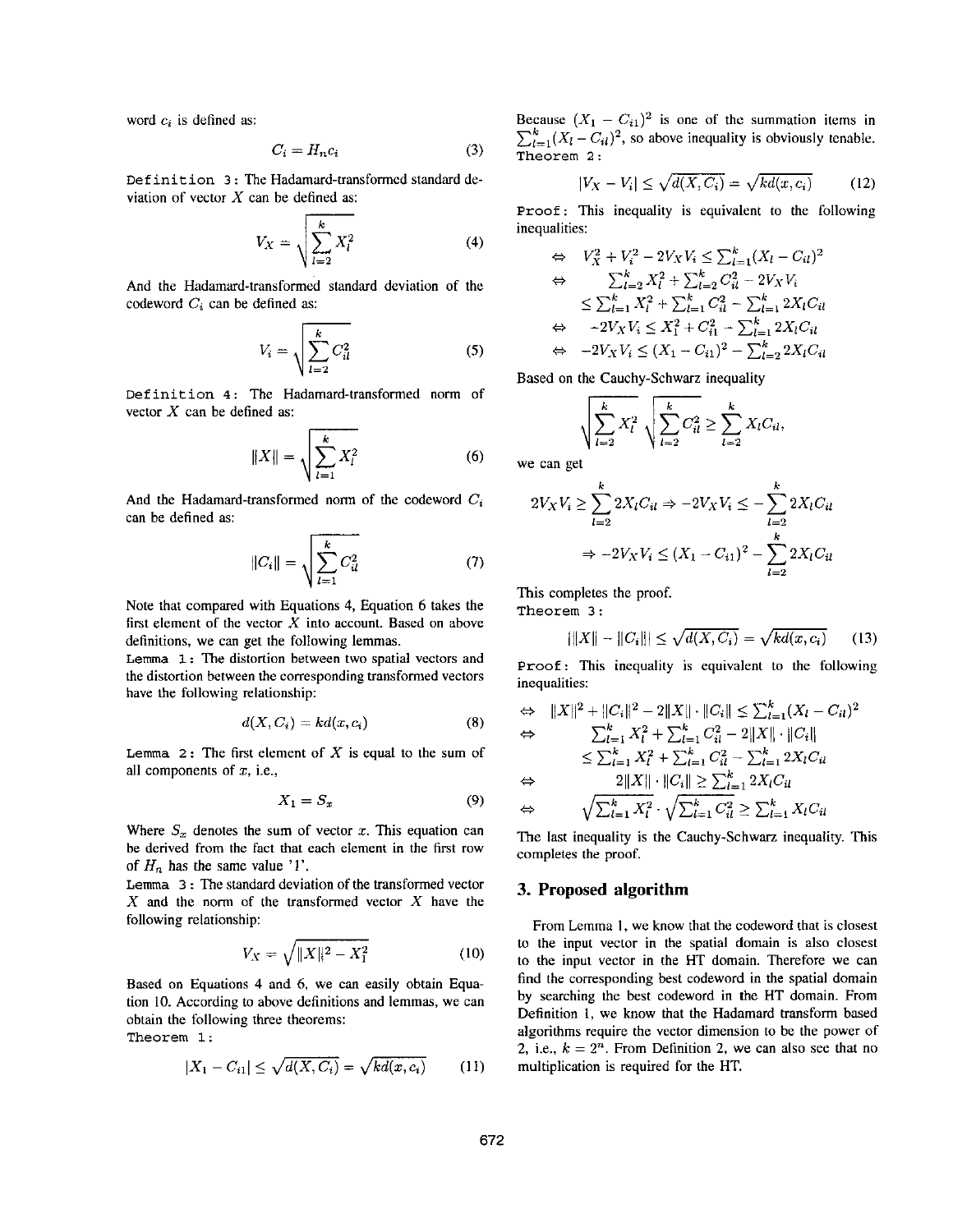word $c_i$ is defined as:

$$C_i = H_n c_i \tag{3}$$

Definition 3: The Hadamard-transformed standard deviation of vector $X$ can be defined as:

$$V_X = \sqrt{\sum_{l=2}^{k} X_l^2} \tag{4}$$

And the Hadamard-transformed standard deviation of the codeword $C_i$ can be defined as:

$$V_i = \sqrt{\sum_{l=2}^{k} C_{il}^2} \tag{5}$$

Definition 4: The Hadamard-transformed norm of vector $X$ can be defined as:

$$\|X\| = \sqrt{\sum_{l=1}^{k} X_l^2} \tag{6}$$

And the Hadamard-transformed norm of the codeword $C_i$ can be defined as:

$$\|C_i\| = \sqrt{\sum_{l=1}^{k} C_{il}^2} \tag{7}$$

Note that compared with Equations 4, Equation 6 takes the first element of the vector $X$ into account. Based on above definitions, we can get the following lemmas.

Lemma 1: The distortion between two spatial vectors and the distortion between the corresponding transformed vectors have the following relationship:

$$d(X, C_i) = kd(x, c_i) \tag{8}$$

Lemma 2: The first element of $X$ is equal to the sum of all components of $x$, i.e.,

$$X_1 = S_x \tag{9}$$

Where $S_x$ denotes the sum of vector $x$. This equation can be derived from the fact that each element in the first row of $H_n$ has the same value '1'.

Lemma 3: The standard deviation of the transformed vector $X$ and the norm of the transformed vector $X$ have the following relationship:

$$V_X = \sqrt{\|X\|^2 - X_1^2} \tag{10}$$

Based on Equations 4 and 6, we can easily obtain Equation 10. According to above definitions and lemmas, we can obtain the following three theorems:

Theorem 1:

$$|X_1 - C_{i1}| \leq \sqrt{d(X, C_i)} = \sqrt{kd(x, c_i)} \tag{11}$$

Because $(X_1 - C_{i1})^2$ is one of the summation items in $\sum_{l=1}^{k}(X_l - C_{il})^2$, so above inequality is obviously tenable.

Theorem 2:

$$|V_X - V_i| \leq \sqrt{d(X, C_i)} = \sqrt{kd(x, c_i)} \tag{12}$$

Proof: This inequality is equivalent to the following inequalities:

$$\Leftrightarrow \quad V_X^2 + V_i^2 - 2V_X V_i \leq \sum_{l=1}^{k}(X_l - C_{il})^2$$

$$\Leftrightarrow \quad \sum_{l=2}^{k} X_l^2 + \sum_{l=2}^{k} C_{il}^2 - 2V_X V_i \leq \sum_{l=1}^{k} X_l^2 + \sum_{l=1}^{k} C_{il}^2 - \sum_{l=1}^{k} 2X_l C_{il}$$

$$\Leftrightarrow \quad -2V_X V_i \leq X_1^2 + C_{i1}^2 - \sum_{l=1}^{k} 2X_l C_{il}$$

$$\Leftrightarrow \quad -2V_X V_i \leq (X_1 - C_{i1})^2 - \sum_{l=2}^{k} 2X_l C_{il}$$

Based on the Cauchy-Schwarz inequality

$$\sqrt{\sum_{l=2}^{k} X_l^2}\sqrt{\sum_{l=2}^{k} C_{il}^2} \geq \sum_{l=2}^{k} X_l C_{il},$$

we can get

$$2V_X V_i \geq \sum_{l=2}^{k} 2X_l C_{il} \Rightarrow -2V_X V_i \leq -\sum_{l=2}^{k} 2X_l C_{il}$$

$$\Rightarrow -2V_X V_i \leq (X_1 - C_{i1})^2 - \sum_{l=2}^{k} 2X_l C_{il}$$

This completes the proof.

Theorem 3:

$$|\|X\| - \|C_i\|| \leq \sqrt{d(X, C_i)} = \sqrt{kd(x, c_i)} \tag{13}$$

Proof: This inequality is equivalent to the following inequalities:

$$\Leftrightarrow \quad \|X\|^2 + \|C_i\|^2 - 2\|X\| \cdot \|C_i\| \leq \sum_{l=1}^{k}(X_l - C_{il})^2$$

$$\Leftrightarrow \quad \sum_{l=1}^{k} X_l^2 + \sum_{l=1}^{k} C_{il}^2 - 2\|X\| \cdot \|C_i\| \leq \sum_{l=1}^{k} X_l^2 + \sum_{l=1}^{k} C_{il}^2 - \sum_{l=1}^{k} 2X_l C_{il}$$

$$\Leftrightarrow \quad 2\|X\| \cdot \|C_i\| \geq \sum_{l=1}^{k} 2X_l C_{il}$$

$$\Leftrightarrow \quad \sqrt{\sum_{l=1}^{k} X_l^2} \cdot \sqrt{\sum_{l=1}^{k} C_{il}^2} \geq \sum_{l=1}^{k} X_l C_{il}$$

The last inequality is the Cauchy-Schwarz inequality. This completes the proof.

## 3. Proposed algorithm

From Lemma 1, we know that the codeword that is closest to the input vector in the spatial domain is also closest to the input vector in the HT domain. Therefore we can find the corresponding best codeword in the spatial domain by searching the best codeword in the HT domain. From Definition 1, we know that the Hadamard transform based algorithms require the vector dimension to be the power of 2, i.e., $k = 2^n$. From Definition 2, we can also see that no multiplication is required for the HT.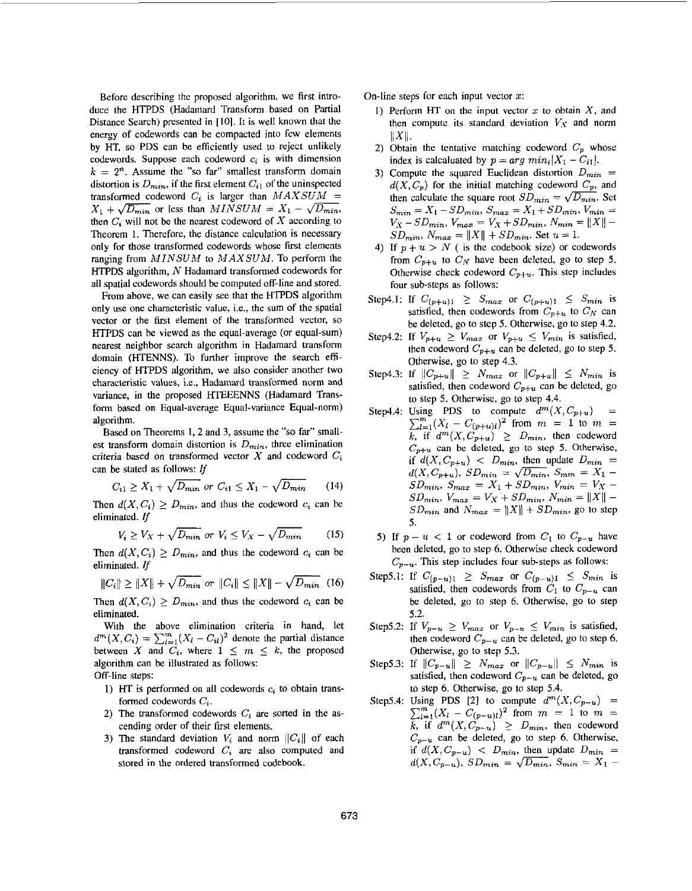Before describing the proposed algorithm, we first introduce the HTPDS (Hadamard Transform based on Partial Distance Search) presented in [10]. It is well known that the energy of codewords can be compacted into few elements by HT, so PDS can be efficiently used to reject unlikely codewords. Suppose each codeword $c_i$ is with dimension $k = 2^n$. Assume the "so far" smallest transform domain distortion is $D_{min}$, if the first element $C_{i1}$ of the uninspected transformed codeword $C_i$ is larger than $MAXSUM = X_1 + \sqrt{D_{min}}$ or less than $MINSUM = X_1 - \sqrt{D_{min}}$, then $C_i$ will not be the nearest codeword of $X$ according to Theorem 1. Therefore, the distance calculation is necessary only for those transformed codewords whose first elements ranging from $MINSUM$ to $MAXSUM$. To perform the HTPDS algorithm, $N$ Hadamard transformed codewords for all spatial codewords should be computed off-line and stored.

From above, we can easily see that the HTPDS algorithm only use one characteristic value, i.e., the sum of the spatial vector or the first element of the transformed vector, so HTPDS can be viewed as the equal-average (or equal-sum) nearest neighbor search algorithm in Hadamard transform domain (HTENNS). To further improve the search efficiency of HTPDS algorithm, we also consider another two characteristic values, i.e., Hadamard transformed norm and variance, in the proposed HTEEENNS (Hadamard Transform based on Equal-average Equal-variance Equal-norm) algorithm.

Based on Theorems 1, 2 and 3, assume the "so far" smallest transform domain distortion is $D_{min}$, three elimination criteria based on transformed vector $X$ and codeword $C_i$ can be stated as follows: *If*

$$C_{i1} \geq X_1 + \sqrt{D_{min}} \text{ or } C_{i1} \leq X_1 - \sqrt{D_{min}} \tag{14}$$

Then $d(X, C_i) \geq D_{min}$, and thus the codeword $c_i$ can be eliminated. *If*

$$V_i \geq V_X + \sqrt{D_{min}} \text{ or } V_i \leq V_X - \sqrt{D_{min}} \tag{15}$$

Then $d(X, C_i) \geq D_{min}$, and thus the codeword $c_i$ can be eliminated. *If*

$$\|C_i\| \geq \|X\| + \sqrt{D_{min}} \text{ or } \|C_i\| \leq \|X\| - \sqrt{D_{min}} \tag{16}$$

Then $d(X, C_i) \geq D_{min}$, and thus the codeword $c_i$ can be eliminated.

With the above elimination criteria in hand, let $d^m(X, C_i) = \sum_{l=1}^{m}(X_l - C_{il})^2$ denote the partial distance between $X$ and $C_i$, where $1 \leq m \leq k$, the proposed algorithm can be illustrated as follows:

Off-line steps:

1) HT is performed on all codewords $c_i$ to obtain transformed codewords $C_i$.
2) The transformed codewords $C_i$ are sorted in the ascending order of their first elements.
3) The standard deviation $V_i$ and norm $\|C_i\|$ of each transformed codeword $C_i$ are also computed and stored in the ordered transformed codebook.

On-line steps for each input vector $x$:

1) Perform HT on the input vector $x$ to obtain $X$, and then compute its standard deviation $V_X$ and norm $\|X\|$.
2) Obtain the tentative matching codeword $C_p$ whose index is calcaluated by $p = arg\ min_i|X_1 - C_{i1}|$.
3) Compute the squared Euclidean distortion $D_{min} = d(X, C_p)$ for the initial matching codeword $C_p$, and then calculate the square root $SD_{min} = \sqrt{D_{min}}$. Set $S_{min} = X_1 - SD_{min}$, $S_{max} = X_1 + SD_{min}$, $V_{min} = V_X - SD_{min}$, $V_{max} = V_X + SD_{min}$, $N_{min} = \|X\| - SD_{min}$, $N_{max} = \|X\| + SD_{min}$. Set $u = 1$.
4) If $p + u > N$ ( is the codebook size) or codewords from $C_{p+u}$ to $C_N$ have been deleted, go to step 5. Otherwise check codeword $C_{p+u}$. This step includes four sub-steps as follows:

Step4.1: If $C_{(p+u)1} \geq S_{max}$ or $C_{(p+u)1} \leq S_{min}$ is satisfied, then codewords from $C_{p+u}$ to $C_N$ can be deleted, go to step 5. Otherwise, go to step 4.2.

Step4.2: If $V_{p+u} \geq V_{max}$ or $V_{p+u} \leq V_{min}$ is satisfied, then codeword $C_{p+u}$ can be deleted, go to step 5. Otherwise, go to step 4.3.

Step4.3: If $\|C_{p+u}\| \geq N_{max}$ or $\|C_{p+u}\| \leq N_{min}$ is satisfied, then codeword $C_{p+u}$ can be deleted, go to step 5. Otherwise, go to step 4.4.

Step4.4: Using PDS to compute $d^m(X, C_{p+u}) = \sum_{l=1}^{m}(X_l - C_{(p+u)l})^2$ from $m = 1$ to $m = k$, if $d^m(X, C_{p+u}) \geq D_{min}$, then codeword $C_{p+u}$ can be deleted, go to step 5. Otherwise, if $d(X, C_{p+u}) < D_{min}$, then update $D_{min} = d(X, C_{p+u})$, $SD_{min} = \sqrt{D_{min}}$, $S_{min} = X_1 - SD_{min}$, $S_{max} = X_1 + SD_{min}$, $V_{min} = V_X - SD_{min}$, $V_{max} = V_X + SD_{min}$, $N_{min} = \|X\| - SD_{min}$ and $N_{max} = \|X\| + SD_{min}$, go to step 5.

5) If $p - u < 1$ or codeword from $C_1$ to $C_{p-u}$ have been deleted, go to step 6. Otherwise check codeword $C_{p-u}$. This step includes four sub-steps as follows:

Step5.1: If $C_{(p-u)1} \geq S_{max}$ or $C_{(p-u)1} \leq S_{min}$ is satisfied, then codewords from $C_1$ to $C_{p-u}$ can be deleted, go to step 6. Otherwise, go to step 5.2.

Step5.2: If $V_{p-u} \geq V_{max}$ or $V_{p-u} \leq V_{min}$ is satisfied, then codeword $C_{p-u}$ can be deleted, go to step 6. Otherwise, go to step 5.3.

Step5.3: If $\|C_{p-u}\| \geq N_{max}$ or $\|C_{p-u}\| \leq N_{min}$ is satisfied, then codeword $C_{p-u}$ can be deleted, go to step 6. Otherwise, go to step 5.4.

Step5.4: Using PDS [2] to compute $d^m(X, C_{p-u}) = \sum_{l=1}^{m}(X_l - C_{(p-u)l})^2$ from $m = 1$ to $m = k$, if $d^m(X, C_{p-u}) \geq D_{min}$, then codeword $C_{p-u}$ can be deleted, go to step 6. Otherwise, if $d(X, C_{p-u}) < D_{min}$, then update $D_{min} = d(X, C_{p-u})$, $SD_{min} = \sqrt{D_{min}}$, $S_{min} = X_1 -$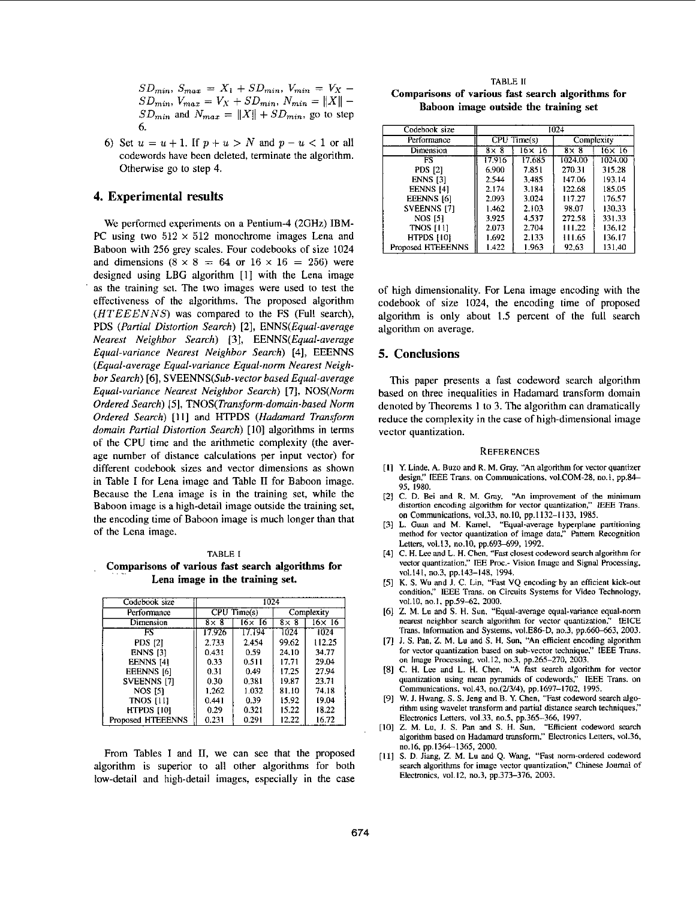$SD_{min}$, $S_{max} = X_1 + SD_{min}$, $V_{min} = V_X - SD_{min}$, $V_{max} = V_X + SD_{min}$, $N_{min} = \|X\| - SD_{min}$ and $N_{max} = \|X\| + SD_{min}$, go to step 6.

6) Set $u = u + 1$. If $p + u > N$ and $p - u < 1$ or all codewords have been deleted, terminate the algorithm. Otherwise go to step 4.

## 4. Experimental results

We performed experiments on a Pentium-4 (2GHz) IBM-PC using two $512 \times 512$ monochrome images Lena and Baboon with 256 grey scales. Four codebooks of size 1024 and dimensions ($8 \times 8 = 64$ or $16 \times 16 = 256$) were designed using LBG algorithm [1] with the Lena image as the training set. The two images were used to test the effectiveness of the algorithms. The proposed algorithm ($HTEEENNS$) was compared to the FS (Full search), PDS (*Partial Distortion Search*) [2], ENNS(*Equal-average Nearest Neighbor Search*) [3], EENNS(*Equal-average Equal-variance Nearest Neighbor Search*) [4], EEENNS (*Equal-average Equal-variance Equal-norm Nearest Neighbor Search*) [6], SVEENNS(*Sub-vector based Equal-average Equal-variance Nearest Neighbor Search*) [7], NOS(*Norm Ordered Search*) [5], TNOS(*Transform-domain-based Norm Ordered Search*) [11] and HTPDS (*Hadamard Transform domain Partial Distortion Search*) [10] algorithms in terms of the CPU time and the arithmetic complexity (the average number of distance calculations per input vector) for different codebook sizes and vector dimensions as shown in Table I for Lena image and Table II for Baboon image. Because the Lena image is in the training set, while the Baboon image is a high-detail image outside the training set, the encoding time of Baboon image is much longer than that of the Lena image.

TABLE I
**Comparisons of various fast search algorithms for Lena image in the training set.**

| Codebook size | 1024 | | | |
|---|---|---|---|---|
| Performance | CPU Time(s) | | Complexity | |
| Dimension | $8\times 8$ | $16\times 16$ | $8\times 8$ | $16\times 16$ |
| FS | 17.926 | 17.194 | 1024 | 1024 |
| PDS [2] | 2.733 | 2.454 | 99.62 | 112.25 |
| ENNS [3] | 0.431 | 0.59 | 24.10 | 34.77 |
| EENNS [4] | 0.33 | 0.511 | 17.71 | 29.04 |
| EEENNS [6] | 0.31 | 0.49 | 17.25 | 27.94 |
| SVEENNS [7] | 0.30 | 0.381 | 19.87 | 23.71 |
| NOS [5] | 1.262 | 1.032 | 81.10 | 74.18 |
| TNOS [11] | 0.441 | 0.39 | 15.92 | 19.04 |
| HTPDS [10] | 0.29 | 0.321 | 15.22 | 18.22 |
| Proposed HTEEENNS | 0.231 | 0.291 | 12.22 | 16.72 |

From Tables I and II, we can see that the proposed algorithm is superior to all other algorithms for both low-detail and high-detail images, especially in the case of high dimensionality. For Lena image encoding with the codebook of size 1024, the encoding time of proposed algorithm is only about 1.5 percent of the full search algorithm on average.

TABLE II
**Comparisons of various fast search algorithms for Baboon image outside the training set**

| Codebook size | 1024 | | | |
|---|---|---|---|---|
| Performance | CPU Time(s) | | Complexity | |
| Dimension | $8\times 8$ | $16\times 16$ | $8\times 8$ | $16\times 16$ |
| FS | 17.916 | 17.685 | 1024.00 | 1024.00 |
| PDS [2] | 6.900 | 7.851 | 270.31 | 315.28 |
| ENNS [3] | 2.544 | 3.485 | 147.06 | 193.14 |
| EENNS [4] | 2.174 | 3.184 | 122.68 | 185.05 |
| EEENNS [6] | 2.093 | 3.024 | 117.27 | 176.57 |
| SVEENNS [7] | 1.462 | 2.103 | 98.07 | 130.33 |
| NOS [5] | 3.925 | 4.537 | 272.58 | 331.33 |
| TNOS [11] | 2.073 | 2.704 | 111.22 | 136.12 |
| HTPDS [10] | 1.692 | 2.133 | 111.65 | 136.17 |
| Proposed HTEEENNS | 1.422 | 1.963 | 92.63 | 131.40 |

## 5. Conclusions

This paper presents a fast codeword search algorithm based on three inequalities in Hadamard transform domain denoted by Theorems 1 to 3. The algorithm can dramatically reduce the complexity in the case of high-dimensional image vector quantization.

### References

[1] Y. Linde, A. Buzo and R. M. Gray, "An algorithm for vector quantizer design," IEEE Trans. on Communications, vol.COM-28, no.1, pp.84–95, 1980.

[2] C. D. Bei and R. M. Gray, "An improvement of the minimum distortion encoding algorithm for vector quantization," IEEE Trans. on Communications, vol.33, no.10, pp.1132–1133, 1985.

[3] L. Guan and M. Kamel, "Equal-average hyperplane partitioning method for vector quantization of image data," Pattern Recognition Letters, vol.13, no.10, pp.693–699, 1992.

[4] C. H. Lee and L. H. Chen, "Fast closest codeword search algorithm for vector quantization," IEE Proc.- Vision Image and Signal Processing, vol.141, no.3, pp.143–148, 1994.

[5] K. S. Wu and J. C. Lin, "Fast VQ encoding by an efficient kick-out condition," IEEE Trans. on Circuits Systems for Video Technology, vol.10, no.1, pp.59–62, 2000.

[6] Z. M. Lu and S. H. Sun, "Equal-average equal-variance equal-norm nearest neighbor search algorithm for vector quantization," IEICE Trans. Information and Systems, vol.E86-D, no.3, pp.660–663, 2003.

[7] J. S. Pan, Z. M. Lu and S. H. Sun, "An efficient encoding algorithm for vector quantization based on sub-vector technique," IEEE Trans. on Image Processing, vol.12, no.3, pp.265–270, 2003.

[8] C. H. Lee and L. H. Chen, "A fast search algorithm for vector quantization using mean pyramids of codewords," IEEE Trans. on Communications, vol.43, no.(2/3/4), pp.1697–1702, 1995.

[9] W. J. Hwang, S. S. Jeng and B. Y. Chen, "Fast codeword search algorithm using wavelet transform and partial distance search techniques," Electronics Letters, vol.33, no.5, pp.365–366, 1997.

[10] Z. M. Lu, J. S. Pan and S. H. Sun, "Efficient codeword search algorithm based on Hadamard transform," Electronics Letters, vol.36, no.16, pp.1364–1365, 2000.

[11] S. D. Jiang, Z. M. Lu and Q. Wang, "Fast norm-ordered codeword search algorithms for image vector quantization," Chinese Journal of Electronics, vol.12, no.3, pp.373–376, 2003.